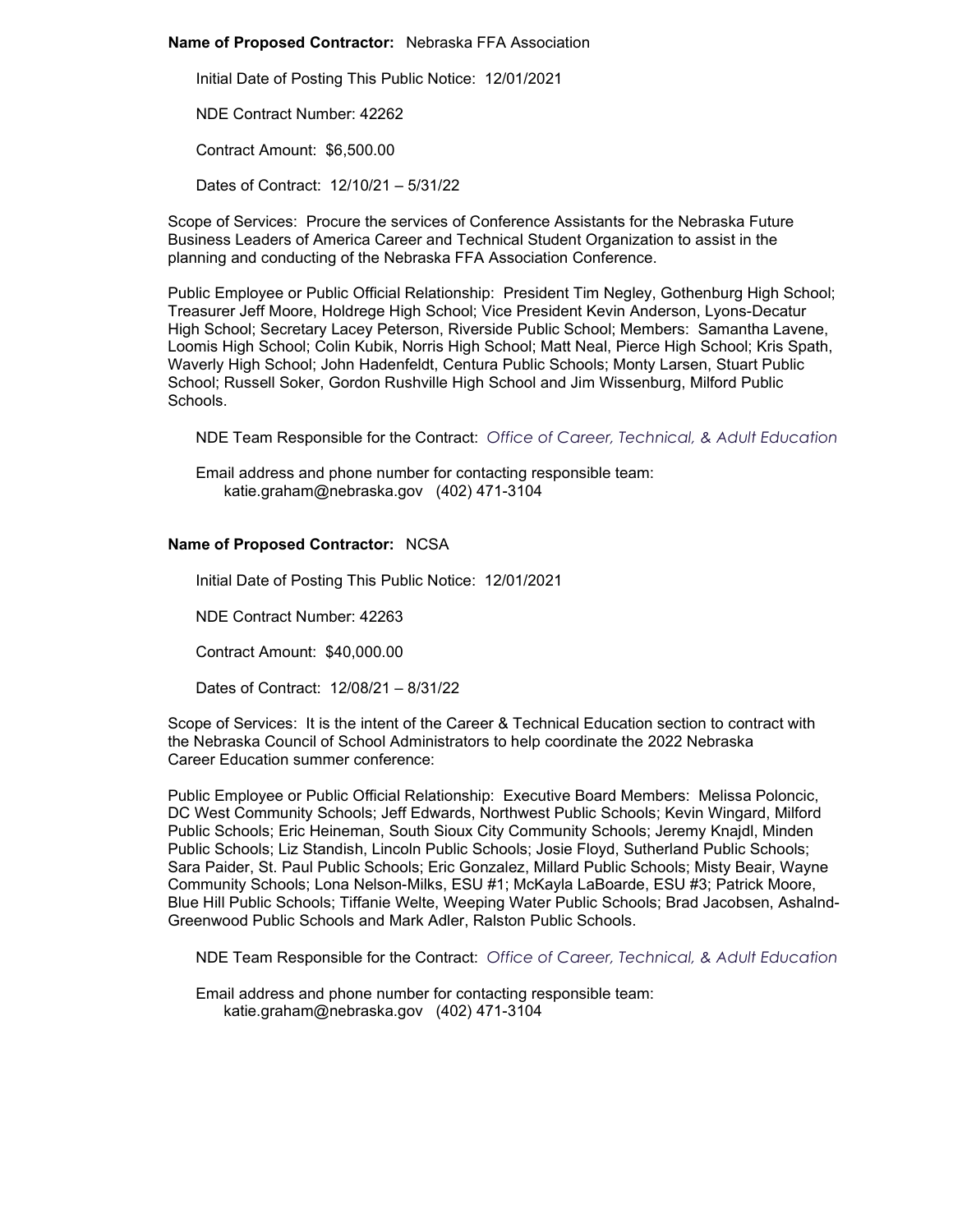**Name of Proposed Contractor:** Nebraska FFA Association

Initial Date of Posting This Public Notice: 12/01/2021

NDE Contract Number: 42262

Contract Amount: $6,500.00

Dates of Contract: 12/10/21 – 5/31/22

Scope of Services: Procure the services of Conference Assistants for the Nebraska Future Business Leaders of America Career and Technical Student Organization to assist in the planning and conducting of the Nebraska FFA Association Conference.

Public Employee or Public Official Relationship: President Tim Negley, Gothenburg High School; Treasurer Jeff Moore, Holdrege High School; Vice President Kevin Anderson, Lyons-Decatur High School; Secretary Lacey Peterson, Riverside Public School; Members: Samantha Lavene, Loomis High School; Colin Kubik, Norris High School; Matt Neal, Pierce High School; Kris Spath, Waverly High School; John Hadenfeldt, Centura Public Schools; Monty Larsen, Stuart Public School; Russell Soker, Gordon Rushville High School and Jim Wissenburg, Milford Public Schools.

NDE Team Responsible for the Contract: *Office of Career, Technical, & Adult Education*

Email address and phone number for contacting responsible team:
katie.graham@nebraska.gov (402) 471-3104

**Name of Proposed Contractor:** NCSA

Initial Date of Posting This Public Notice: 12/01/2021

NDE Contract Number: 42263

Contract Amount: $40,000.00

Dates of Contract: 12/08/21 – 8/31/22

Scope of Services: It is the intent of the Career & Technical Education section to contract with the Nebraska Council of School Administrators to help coordinate the 2022 Nebraska Career Education summer conference:

Public Employee or Public Official Relationship: Executive Board Members: Melissa Poloncic, DC West Community Schools; Jeff Edwards, Northwest Public Schools; Kevin Wingard, Milford Public Schools; Eric Heineman, South Sioux City Community Schools; Jeremy Knajdl, Minden Public Schools; Liz Standish, Lincoln Public Schools; Josie Floyd, Sutherland Public Schools; Sara Paider, St. Paul Public Schools; Eric Gonzalez, Millard Public Schools; Misty Beair, Wayne Community Schools; Lona Nelson-Milks, ESU #1; McKayla LaBoarde, ESU #3; Patrick Moore, Blue Hill Public Schools; Tiffanie Welte, Weeping Water Public Schools; Brad Jacobsen, Ashalnd-Greenwood Public Schools and Mark Adler, Ralston Public Schools.

NDE Team Responsible for the Contract: *Office of Career, Technical, & Adult Education*

Email address and phone number for contacting responsible team:
katie.graham@nebraska.gov (402) 471-3104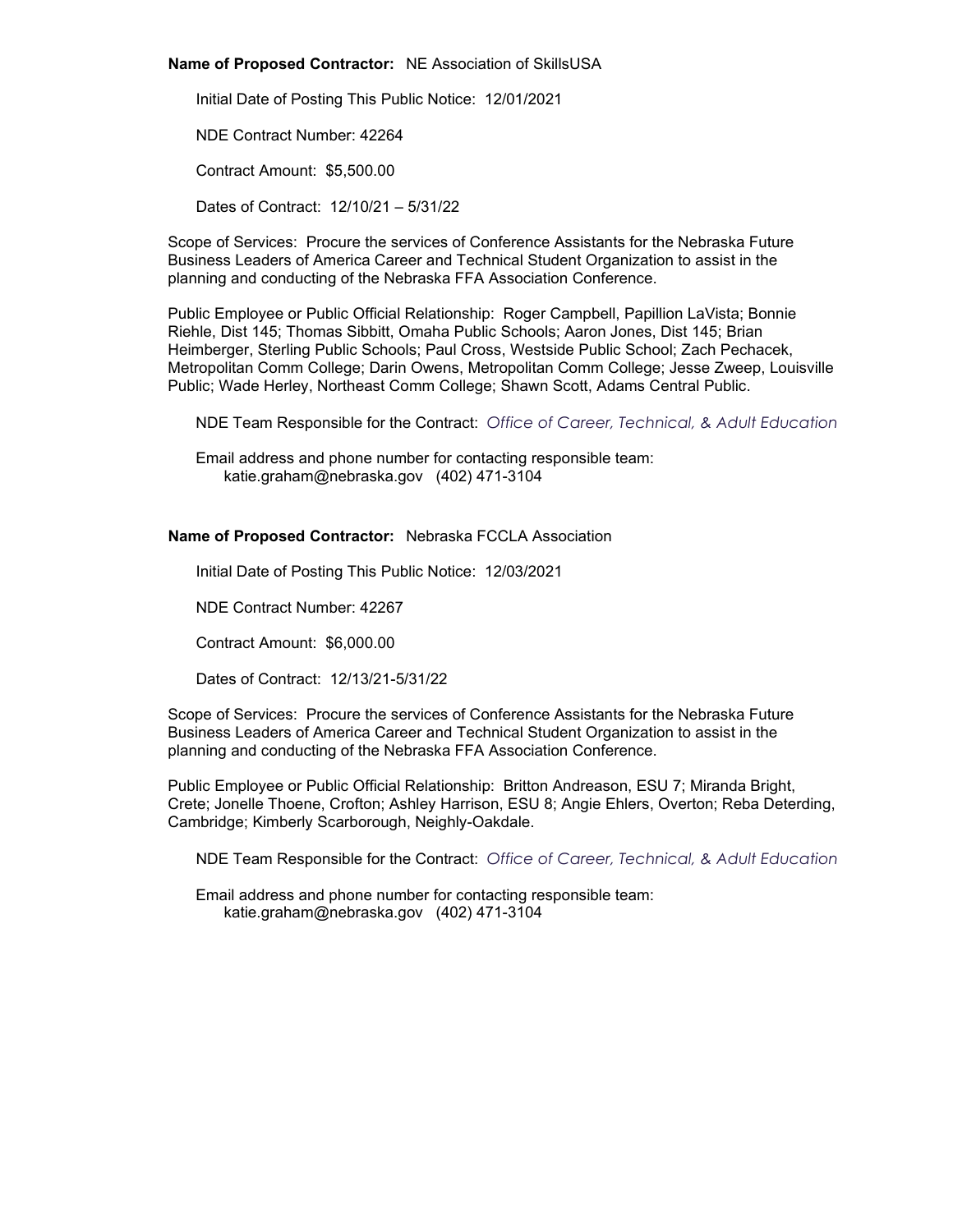**Name of Proposed Contractor:** NE Association of SkillsUSA

Initial Date of Posting This Public Notice: 12/01/2021

NDE Contract Number: 42264

Contract Amount: $5,500.00

Dates of Contract: 12/10/21 – 5/31/22

Scope of Services: Procure the services of Conference Assistants for the Nebraska Future Business Leaders of America Career and Technical Student Organization to assist in the planning and conducting of the Nebraska FFA Association Conference.

Public Employee or Public Official Relationship: Roger Campbell, Papillion LaVista; Bonnie Riehle, Dist 145; Thomas Sibbitt, Omaha Public Schools; Aaron Jones, Dist 145; Brian Heimberger, Sterling Public Schools; Paul Cross, Westside Public School; Zach Pechacek, Metropolitan Comm College; Darin Owens, Metropolitan Comm College; Jesse Zweep, Louisville Public; Wade Herley, Northeast Comm College; Shawn Scott, Adams Central Public.

NDE Team Responsible for the Contract: *Office of Career, Technical, & Adult Education*

Email address and phone number for contacting responsible team:
katie.graham@nebraska.gov (402) 471-3104

**Name of Proposed Contractor:** Nebraska FCCLA Association

Initial Date of Posting This Public Notice: 12/03/2021

NDE Contract Number: 42267

Contract Amount: $6,000.00

Dates of Contract: 12/13/21-5/31/22

Scope of Services: Procure the services of Conference Assistants for the Nebraska Future Business Leaders of America Career and Technical Student Organization to assist in the planning and conducting of the Nebraska FFA Association Conference.

Public Employee or Public Official Relationship: Britton Andreason, ESU 7; Miranda Bright, Crete; Jonelle Thoene, Crofton; Ashley Harrison, ESU 8; Angie Ehlers, Overton; Reba Deterding, Cambridge; Kimberly Scarborough, Neighly-Oakdale.

NDE Team Responsible for the Contract: *Office of Career, Technical, & Adult Education*

Email address and phone number for contacting responsible team:
katie.graham@nebraska.gov (402) 471-3104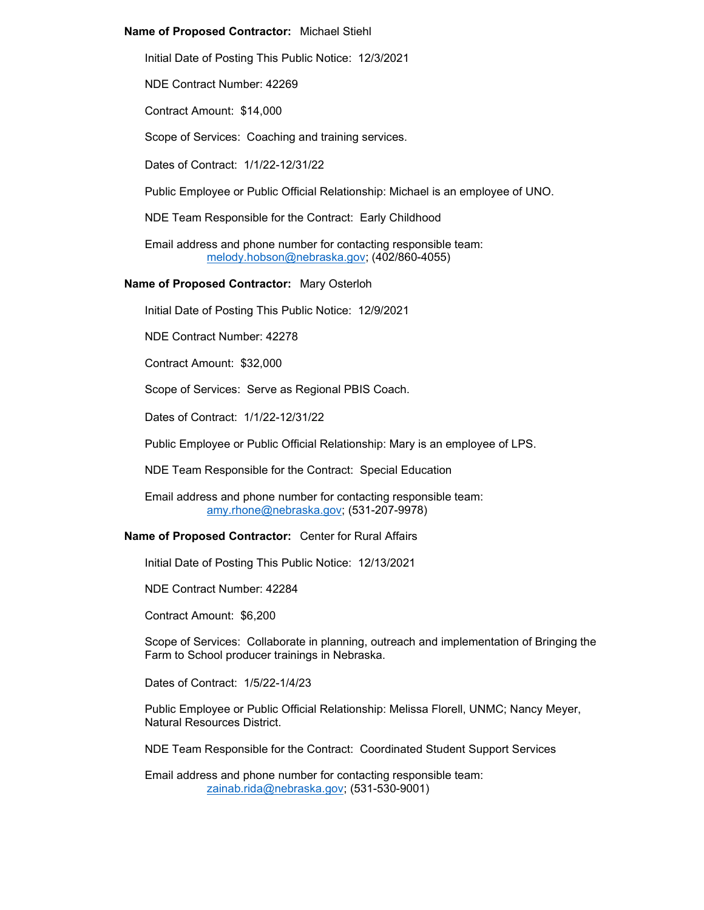**Name of Proposed Contractor:** Michael Stiehl

Initial Date of Posting This Public Notice: 12/3/2021

NDE Contract Number: 42269

Contract Amount: $14,000

Scope of Services: Coaching and training services.

Dates of Contract: 1/1/22-12/31/22

Public Employee or Public Official Relationship: Michael is an employee of UNO.

NDE Team Responsible for the Contract: Early Childhood

Email address and phone number for contacting responsible team:
melody.hobson@nebraska.gov; (402/860-4055)

**Name of Proposed Contractor:** Mary Osterloh

Initial Date of Posting This Public Notice: 12/9/2021

NDE Contract Number: 42278

Contract Amount: $32,000

Scope of Services: Serve as Regional PBIS Coach.

Dates of Contract: 1/1/22-12/31/22

Public Employee or Public Official Relationship: Mary is an employee of LPS.

NDE Team Responsible for the Contract: Special Education

Email address and phone number for contacting responsible team:
amy.rhone@nebraska.gov; (531-207-9978)

**Name of Proposed Contractor:** Center for Rural Affairs

Initial Date of Posting This Public Notice: 12/13/2021

NDE Contract Number: 42284

Contract Amount: $6,200

Scope of Services: Collaborate in planning, outreach and implementation of Bringing the Farm to School producer trainings in Nebraska.

Dates of Contract: 1/5/22-1/4/23

Public Employee or Public Official Relationship: Melissa Florell, UNMC; Nancy Meyer, Natural Resources District.

NDE Team Responsible for the Contract: Coordinated Student Support Services

Email address and phone number for contacting responsible team:
zainab.rida@nebraska.gov; (531-530-9001)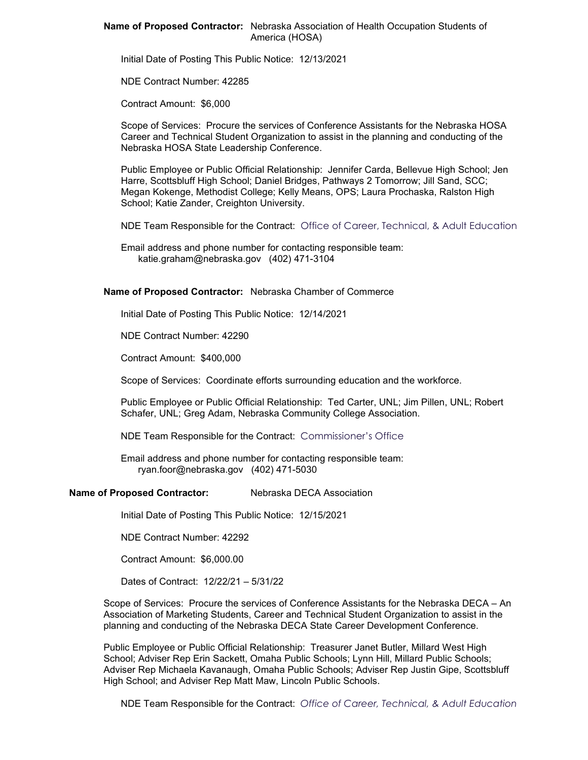**Name of Proposed Contractor:** Nebraska Association of Health Occupation Students of America (HOSA)

Initial Date of Posting This Public Notice: 12/13/2021

NDE Contract Number: 42285

Contract Amount: $6,000

Scope of Services: Procure the services of Conference Assistants for the Nebraska HOSA Career and Technical Student Organization to assist in the planning and conducting of the Nebraska HOSA State Leadership Conference.

Public Employee or Public Official Relationship: Jennifer Carda, Bellevue High School; Jen Harre, Scottsbluff High School; Daniel Bridges, Pathways 2 Tomorrow; Jill Sand, SCC; Megan Kokenge, Methodist College; Kelly Means, OPS; Laura Prochaska, Ralston High School; Katie Zander, Creighton University.

NDE Team Responsible for the Contract: Office of Career, Technical, & Adult Education

Email address and phone number for contacting responsible team:
katie.graham@nebraska.gov (402) 471-3104

**Name of Proposed Contractor:** Nebraska Chamber of Commerce

Initial Date of Posting This Public Notice: 12/14/2021

NDE Contract Number: 42290

Contract Amount: $400,000

Scope of Services: Coordinate efforts surrounding education and the workforce.

Public Employee or Public Official Relationship: Ted Carter, UNL; Jim Pillen, UNL; Robert Schafer, UNL; Greg Adam, Nebraska Community College Association.

NDE Team Responsible for the Contract: Commissioner's Office

Email address and phone number for contacting responsible team:
ryan.foor@nebraska.gov (402) 471-5030

**Name of Proposed Contractor:** Nebraska DECA Association

Initial Date of Posting This Public Notice: 12/15/2021

NDE Contract Number: 42292

Contract Amount: $6,000.00

Dates of Contract: 12/22/21 – 5/31/22

Scope of Services: Procure the services of Conference Assistants for the Nebraska DECA – An Association of Marketing Students, Career and Technical Student Organization to assist in the planning and conducting of the Nebraska DECA State Career Development Conference.

Public Employee or Public Official Relationship: Treasurer Janet Butler, Millard West High School; Adviser Rep Erin Sackett, Omaha Public Schools; Lynn Hill, Millard Public Schools; Adviser Rep Michaela Kavanaugh, Omaha Public Schools; Adviser Rep Justin Gipe, Scottsbluff High School; and Adviser Rep Matt Maw, Lincoln Public Schools.

NDE Team Responsible for the Contract: *Office of Career, Technical, & Adult Education*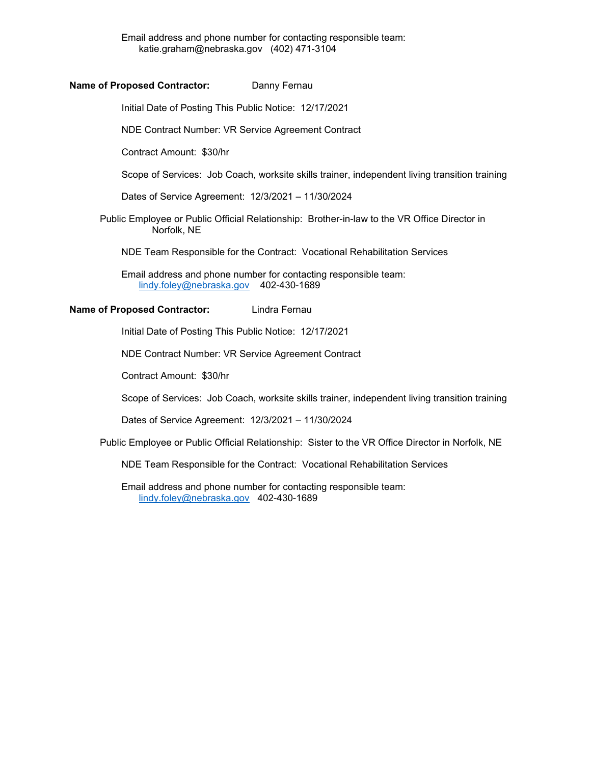Email address and phone number for contacting responsible team:
katie.graham@nebraska.gov (402) 471-3104

**Name of Proposed Contractor:** Danny Fernau

Initial Date of Posting This Public Notice: 12/17/2021

NDE Contract Number: VR Service Agreement Contract

Contract Amount: $30/hr

Scope of Services: Job Coach, worksite skills trainer, independent living transition training

Dates of Service Agreement: 12/3/2021 – 11/30/2024

Public Employee or Public Official Relationship: Brother-in-law to the VR Office Director in Norfolk, NE

NDE Team Responsible for the Contract: Vocational Rehabilitation Services

Email address and phone number for contacting responsible team:
lindy.foley@nebraska.gov 402-430-1689

**Name of Proposed Contractor:** Lindra Fernau

Initial Date of Posting This Public Notice: 12/17/2021

NDE Contract Number: VR Service Agreement Contract

Contract Amount: $30/hr

Scope of Services: Job Coach, worksite skills trainer, independent living transition training

Dates of Service Agreement: 12/3/2021 – 11/30/2024

Public Employee or Public Official Relationship: Sister to the VR Office Director in Norfolk, NE

NDE Team Responsible for the Contract: Vocational Rehabilitation Services

Email address and phone number for contacting responsible team:
lindy.foley@nebraska.gov 402-430-1689